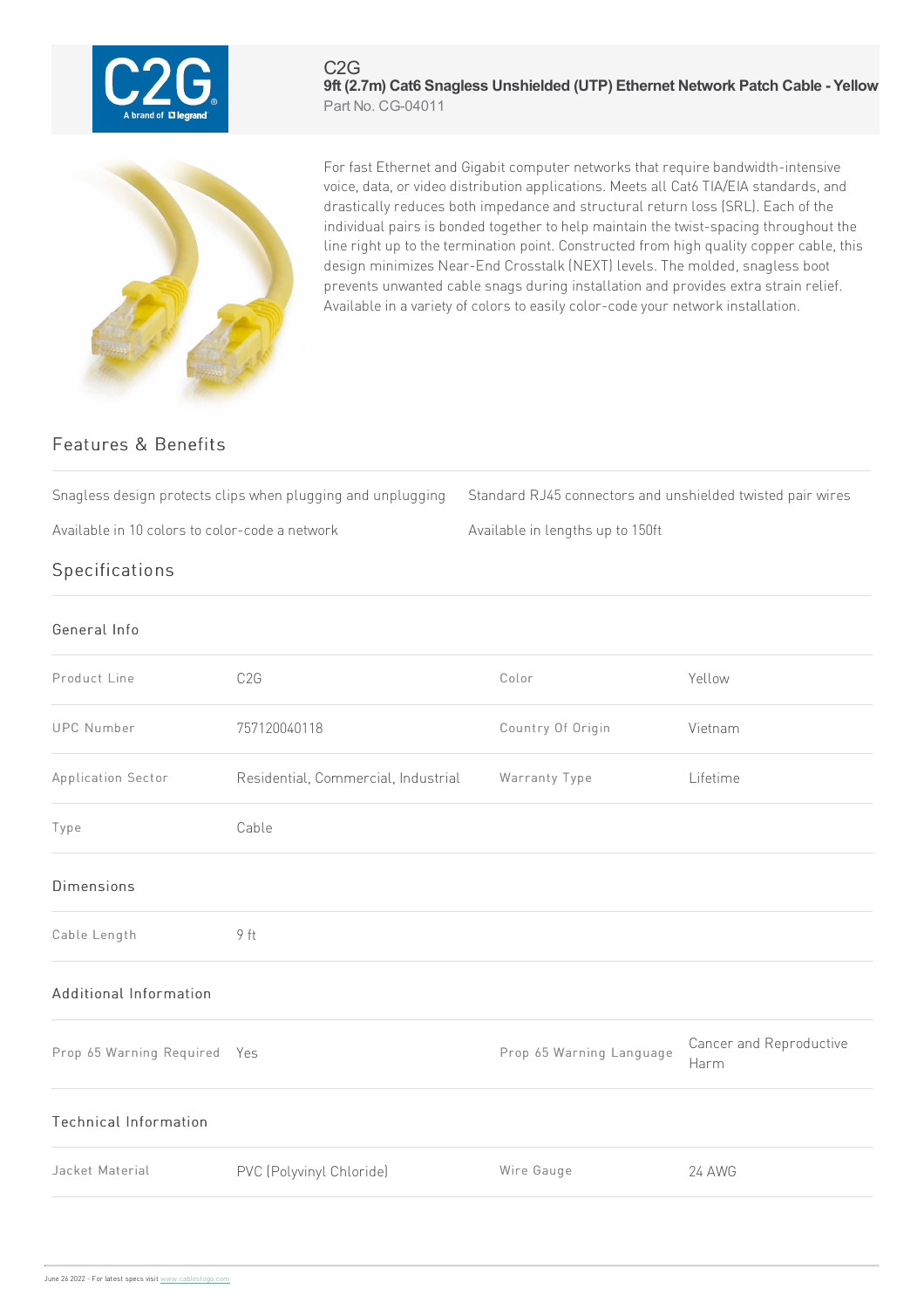C2G

**9ft (2.7m) Cat6 Snagless Unshielded (UTP) Ethernet Network Patch Cable - Yellow**

Part No. CG-04011

For fast Ethernet and Gigabit computer networks that require bandwidth-intensive voice, data, or video distribution applications. Meets all Cat6 TIA/EIA standards, and drastically reduces both impedance and structural return loss (SRL). Each of the individual pairs is bonded together to help maintain the twist-spacing throughout the line right up to the termination point. Constructed from high quality copper cable, this design minimizes Near-End Crosstalk (NEXT) levels. The molded, snagless boot prevents unwanted cable snags during installation and provides extra strain relief. Available in a variety of colors to easily color-code your network installation.

## Features & Benefits

- Snagless design protects clips when plugging and unplugging
- Standard RJ45 connectors and unshielded twisted pair wires
- Available in 10 colors to color-code a network
- Available in lengths up to 150ft

## Specifications

### General Info

| | | | |
|---|---|---|---|
| Product Line | C2G | Color | Yellow |
| UPC Number | 757120040118 | Country Of Origin | Vietnam |
| Application Sector | Residential, Commercial, Industrial | Warranty Type | Lifetime |
| Type | Cable | | |

### Dimensions

| | |
|---|---|
| Cable Length | 9 ft |

### Additional Information

| | | | |
|---|---|---|---|
| Prop 65 Warning Required | Yes | Prop 65 Warning Language | Cancer and Reproductive Harm |

### Technical Information

| | | | |
|---|---|---|---|
| Jacket Material | PVC (Polyvinyl Chloride) | Wire Gauge | 24 AWG |

June 26 2022 - For latest specs visit www.cablestogo.com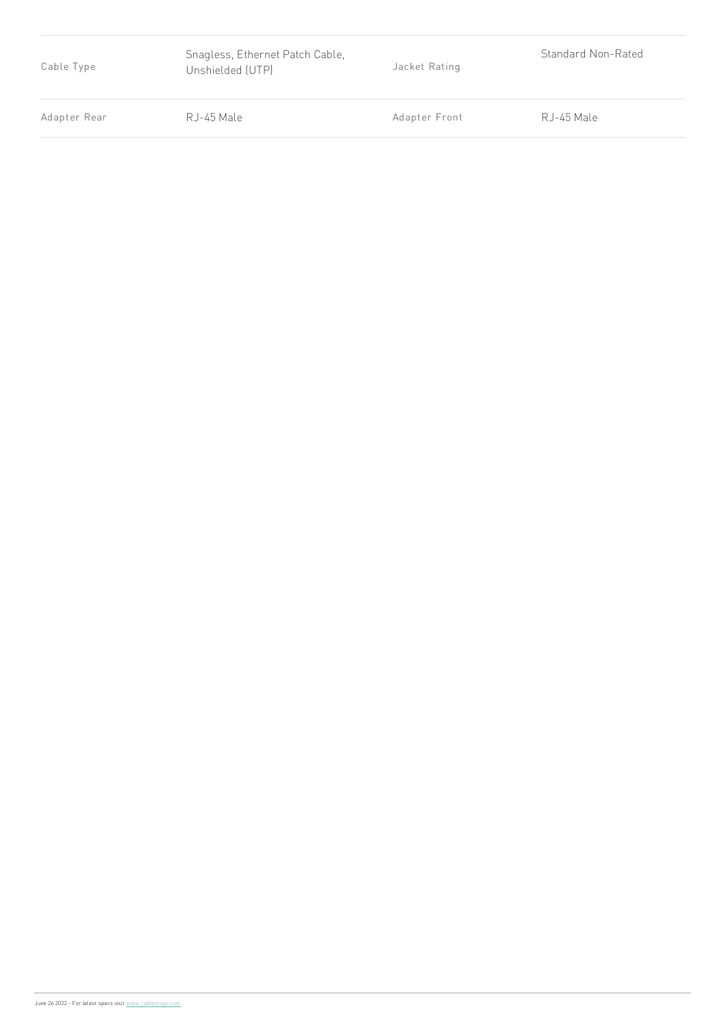| | | | |
|---|---|---|---|
| Cable Type | Snagless, Ethernet Patch Cable, Unshielded (UTP) | Jacket Rating | Standard Non-Rated |
| Adapter Rear | RJ-45 Male | Adapter Front | RJ-45 Male |

June 26 2022 - For latest specs visit www.cablestogo.com